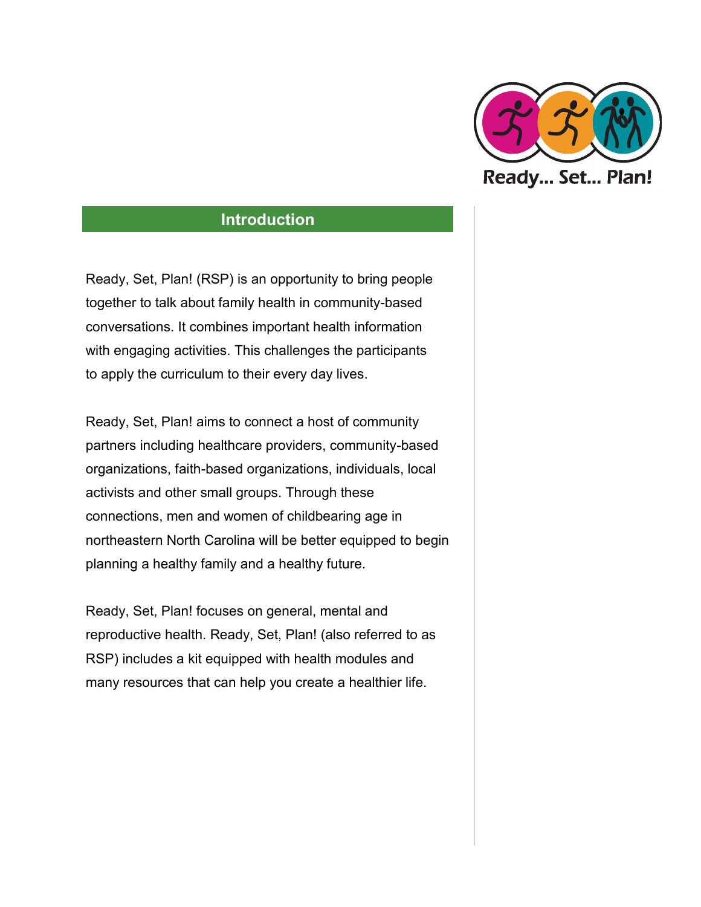Ready... Set... Plan!

## Introduction

Ready, Set, Plan! (RSP) is an opportunity to bring people together to talk about family health in community-based conversations. It combines important health information with engaging activities. This challenges the participants to apply the curriculum to their every day lives.

Ready, Set, Plan! aims to connect a host of community partners including healthcare providers, community-based organizations, faith-based organizations, individuals, local activists and other small groups. Through these connections, men and women of childbearing age in northeastern North Carolina will be better equipped to begin planning a healthy family and a healthy future.

Ready, Set, Plan! focuses on general, mental and reproductive health. Ready, Set, Plan! (also referred to as RSP) includes a kit equipped with health modules and many resources that can help you create a healthier life.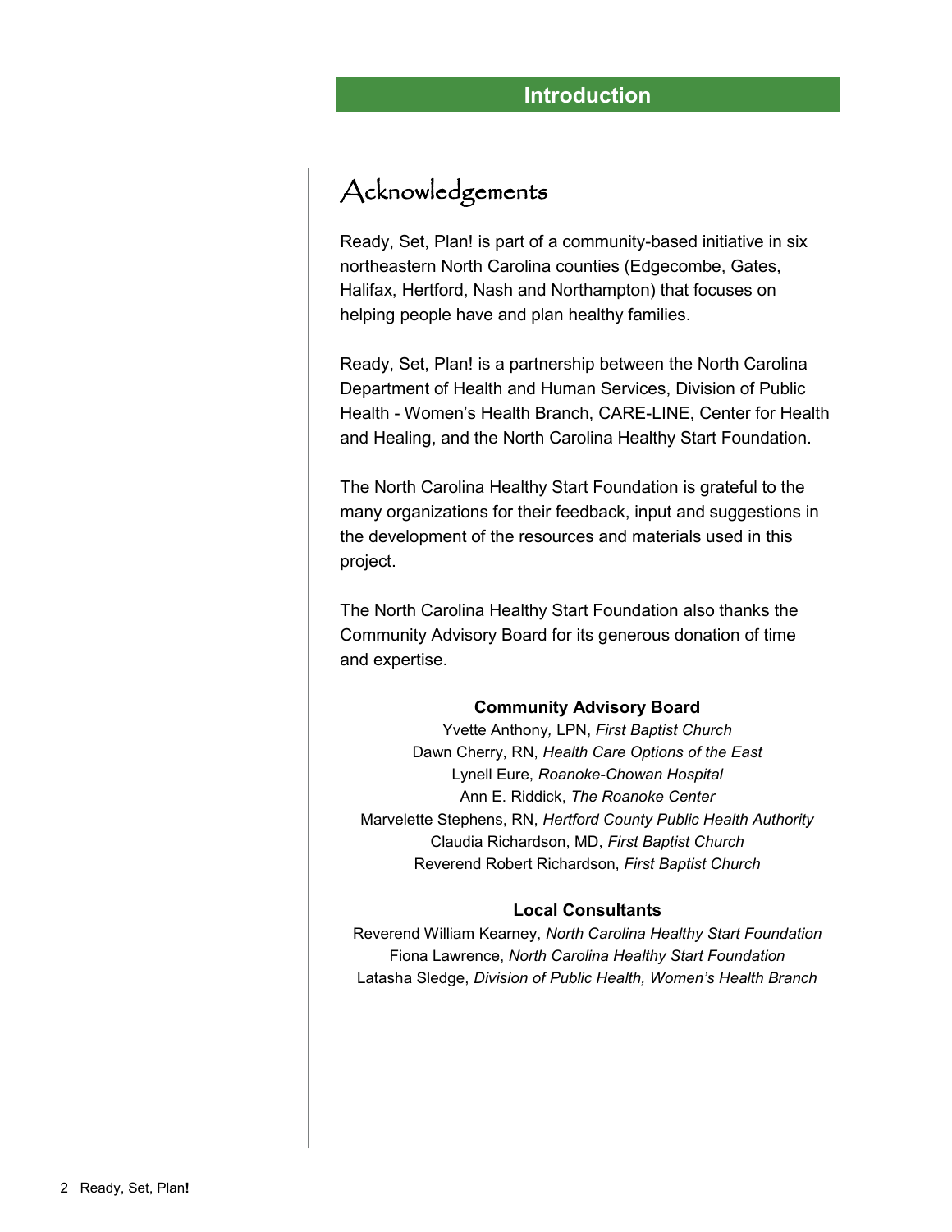## Introduction

# Acknowledgements

Ready, Set, Plan! is part of a community-based initiative in six northeastern North Carolina counties (Edgecombe, Gates, Halifax, Hertford, Nash and Northampton) that focuses on helping people have and plan healthy families.

Ready, Set, Plan! is a partnership between the North Carolina Department of Health and Human Services, Division of Public Health - Women's Health Branch, CARE-LINE, Center for Health and Healing, and the North Carolina Healthy Start Foundation.

The North Carolina Healthy Start Foundation is grateful to the many organizations for their feedback, input and suggestions in the development of the resources and materials used in this project.

The North Carolina Healthy Start Foundation also thanks the Community Advisory Board for its generous donation of time and expertise.

**Community Advisory Board**

Yvette Anthony, LPN, *First Baptist Church*
Dawn Cherry, RN, *Health Care Options of the East*
Lynell Eure, *Roanoke-Chowan Hospital*
Ann E. Riddick, *The Roanoke Center*
Marvelette Stephens, RN, *Hertford County Public Health Authority*
Claudia Richardson, MD, *First Baptist Church*
Reverend Robert Richardson, *First Baptist Church*

**Local Consultants**

Reverend William Kearney, *North Carolina Healthy Start Foundation*
Fiona Lawrence, *North Carolina Healthy Start Foundation*
Latasha Sledge, *Division of Public Health, Women's Health Branch*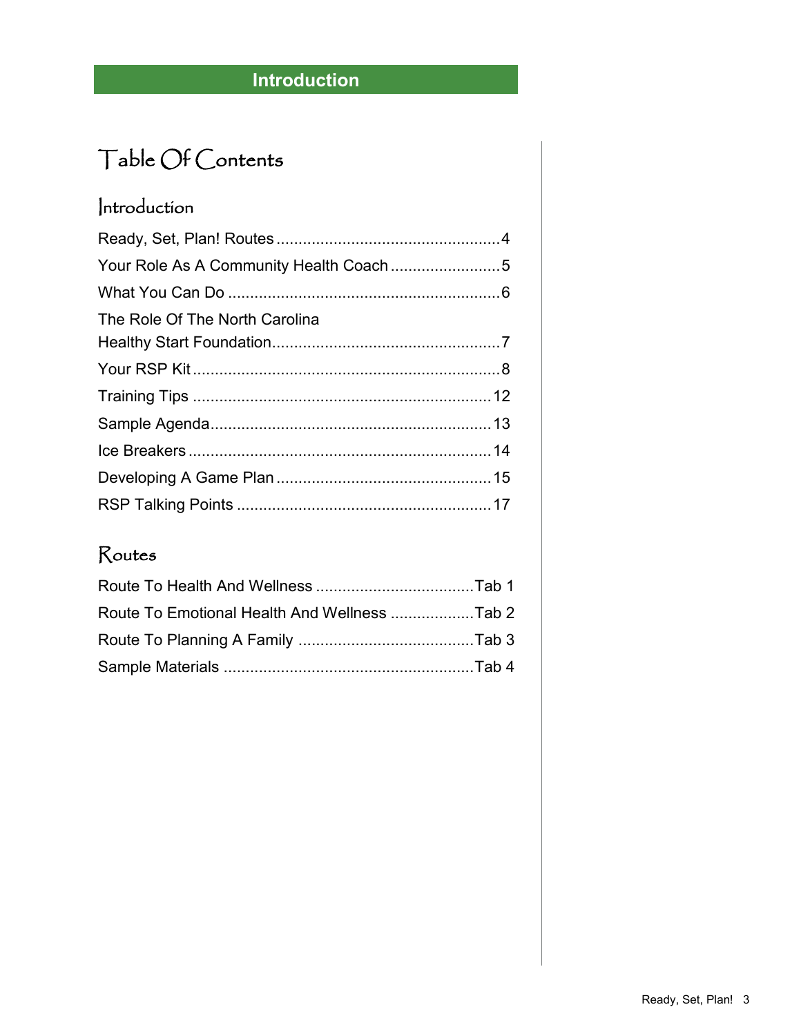## Introduction

# Table Of Contents

## Introduction

Ready, Set, Plan! Routes .................................................. 4

Your Role As A Community Health Coach ......................... 5

What You Can Do .............................................................. 6

The Role Of The North Carolina Healthy Start Foundation.................................................... 7

Your RSP Kit ...................................................................... 8

Training Tips .................................................................... 12

Sample Agenda................................................................ 13

Ice Breakers ..................................................................... 14

Developing A Game Plan ................................................. 15

RSP Talking Points .......................................................... 17

## Routes

Route To Health And Wellness .................................... Tab 1

Route To Emotional Health And Wellness ................... Tab 2

Route To Planning A Family ........................................ Tab 3

Sample Materials ........................................................ Tab 4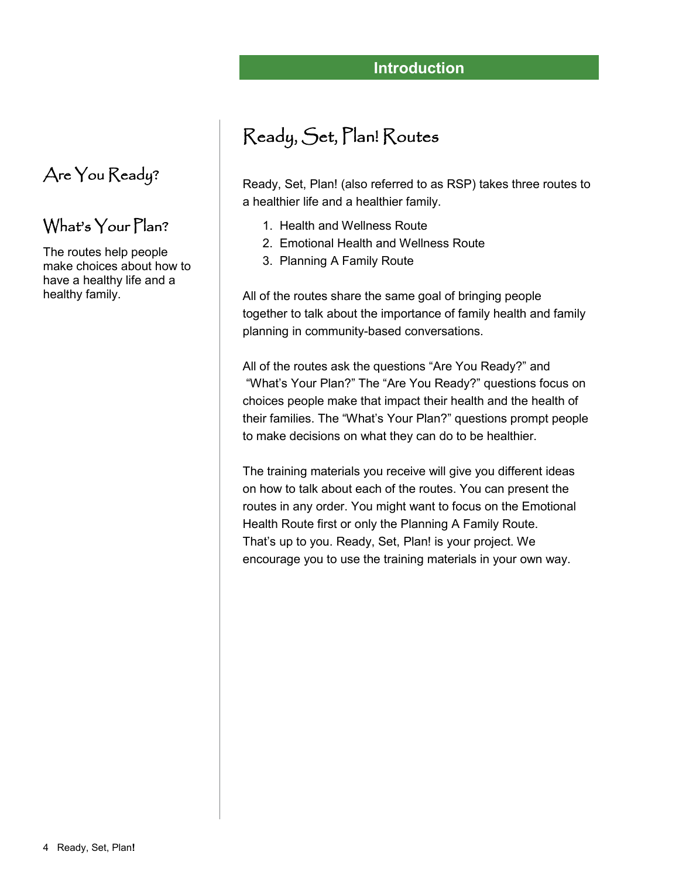## Introduction

### Are You Ready?

### What's Your Plan?

The routes help people make choices about how to have a healthy life and a healthy family.

# Ready, Set, Plan! Routes

Ready, Set, Plan! (also referred to as RSP) takes three routes to a healthier life and a healthier family.

1. Health and Wellness Route
2. Emotional Health and Wellness Route
3. Planning A Family Route

All of the routes share the same goal of bringing people together to talk about the importance of family health and family planning in community-based conversations.

All of the routes ask the questions "Are You Ready?" and "What's Your Plan?" The "Are You Ready?" questions focus on choices people make that impact their health and the health of their families. The "What's Your Plan?" questions prompt people to make decisions on what they can do to be healthier.

The training materials you receive will give you different ideas on how to talk about each of the routes. You can present the routes in any order. You might want to focus on the Emotional Health Route first or only the Planning A Family Route. That's up to you. Ready, Set, Plan! is your project. We encourage you to use the training materials in your own way.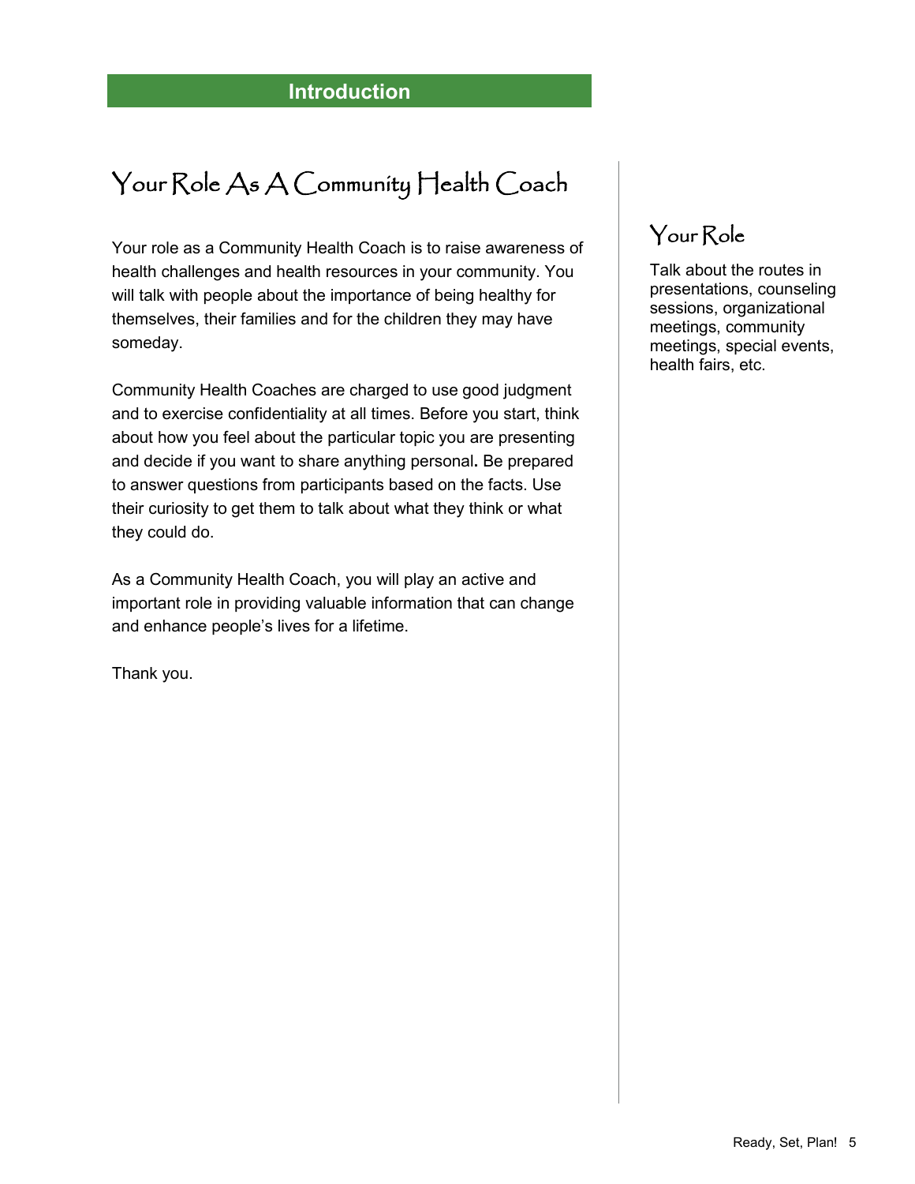## Introduction

# Your Role As A Community Health Coach

Your role as a Community Health Coach is to raise awareness of health challenges and health resources in your community. You will talk with people about the importance of being healthy for themselves, their families and for the children they may have someday.

Community Health Coaches are charged to use good judgment and to exercise confidentiality at all times. Before you start, think about how you feel about the particular topic you are presenting and decide if you want to share anything personal**.** Be prepared to answer questions from participants based on the facts. Use their curiosity to get them to talk about what they think or what they could do.

As a Community Health Coach, you will play an active and important role in providing valuable information that can change and enhance people's lives for a lifetime.

Thank you.

## Your Role

Talk about the routes in presentations, counseling sessions, organizational meetings, community meetings, special events, health fairs, etc.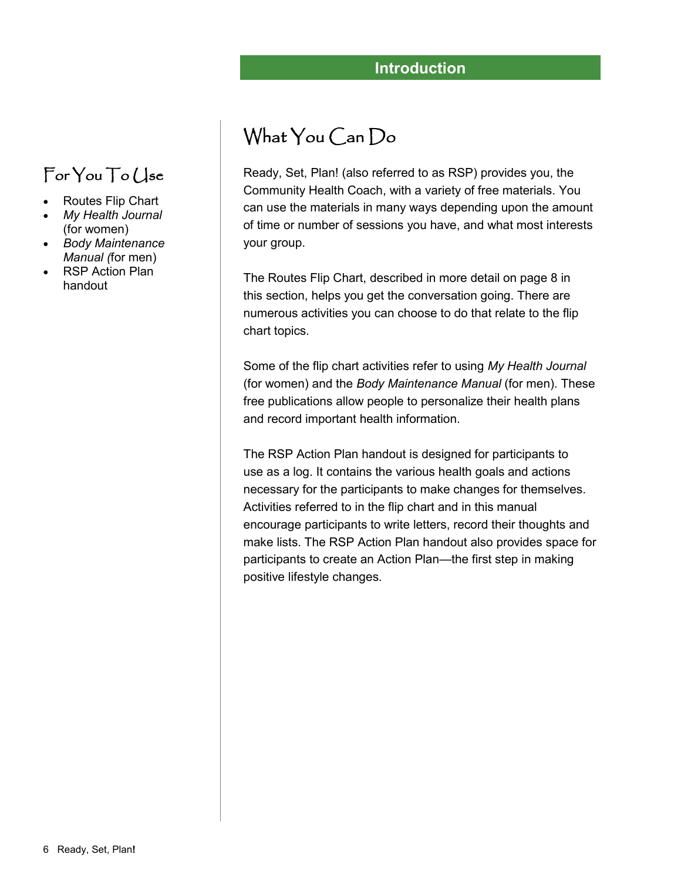## Introduction

### For You To Use

- Routes Flip Chart
- *My Health Journal* (for women)
- *Body Maintenance Manual (*for men)
- RSP Action Plan handout

# What You Can Do

Ready, Set, Plan! (also referred to as RSP) provides you, the Community Health Coach, with a variety of free materials. You can use the materials in many ways depending upon the amount of time or number of sessions you have, and what most interests your group.

The Routes Flip Chart, described in more detail on page 8 in this section, helps you get the conversation going. There are numerous activities you can choose to do that relate to the flip chart topics.

Some of the flip chart activities refer to using *My Health Journal* (for women) and the *Body Maintenance Manual* (for men). These free publications allow people to personalize their health plans and record important health information.

The RSP Action Plan handout is designed for participants to use as a log. It contains the various health goals and actions necessary for the participants to make changes for themselves. Activities referred to in the flip chart and in this manual encourage participants to write letters, record their thoughts and make lists. The RSP Action Plan handout also provides space for participants to create an Action Plan—the first step in making positive lifestyle changes.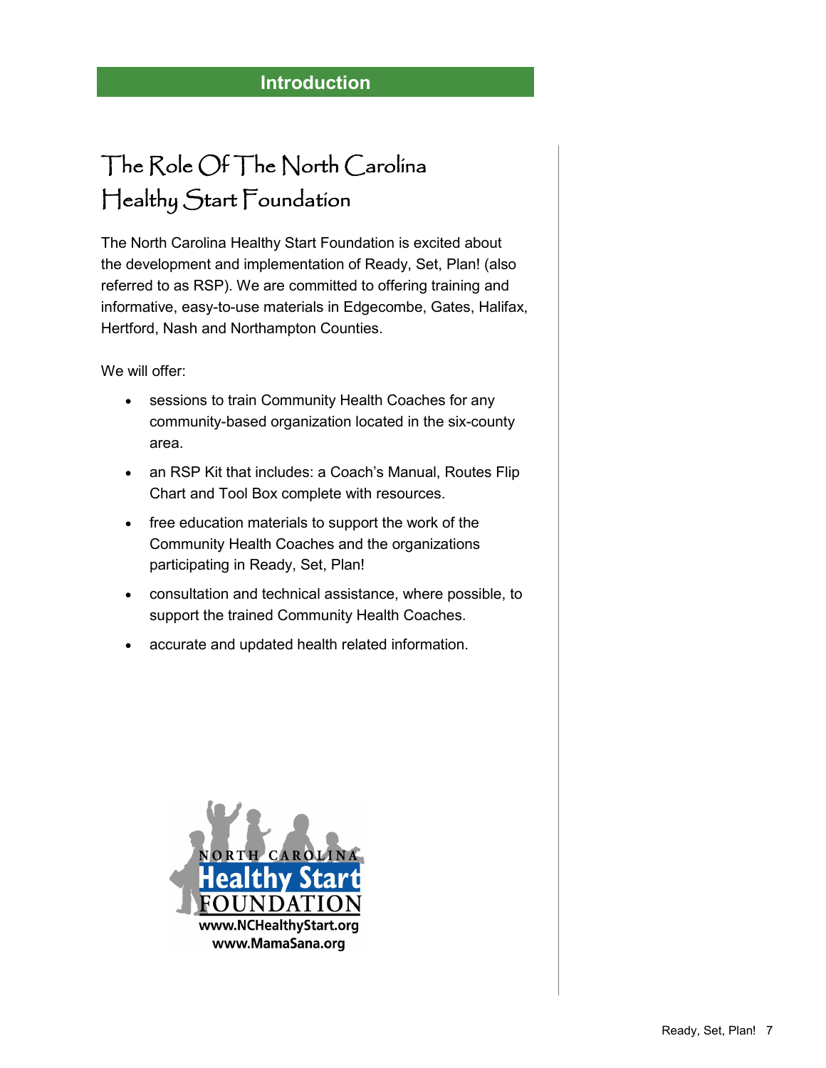## Introduction

# The Role Of The North Carolina Healthy Start Foundation

The North Carolina Healthy Start Foundation is excited about the development and implementation of Ready, Set, Plan! (also referred to as RSP). We are committed to offering training and informative, easy-to-use materials in Edgecombe, Gates, Halifax, Hertford, Nash and Northampton Counties.

We will offer:

- sessions to train Community Health Coaches for any community-based organization located in the six-county area.
- an RSP Kit that includes: a Coach's Manual, Routes Flip Chart and Tool Box complete with resources.
- free education materials to support the work of the Community Health Coaches and the organizations participating in Ready, Set, Plan!
- consultation and technical assistance, where possible, to support the trained Community Health Coaches.
- accurate and updated health related information.

NORTH CAROLINA Healthy Start FOUNDATION
www.NCHealthyStart.org
www.MamaSana.org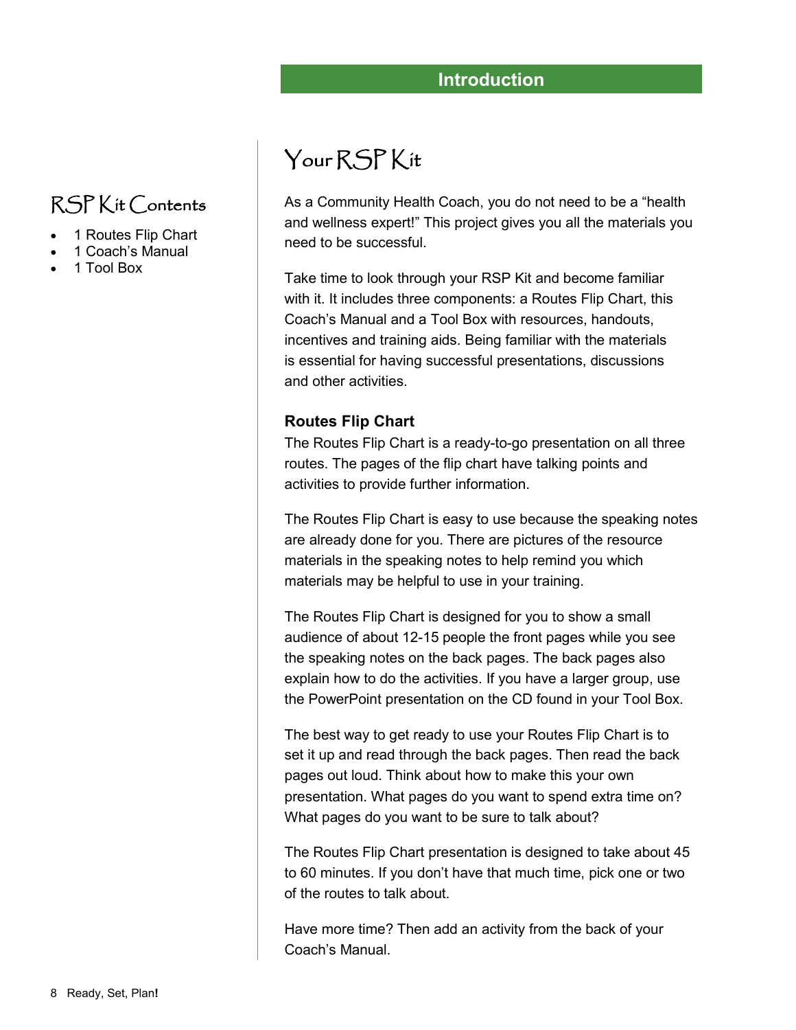## Introduction

## RSP Kit Contents

- 1 Routes Flip Chart
- 1 Coach's Manual
- 1 Tool Box

# Your RSP Kit

As a Community Health Coach, you do not need to be a "health and wellness expert!" This project gives you all the materials you need to be successful.

Take time to look through your RSP Kit and become familiar with it. It includes three components: a Routes Flip Chart, this Coach's Manual and a Tool Box with resources, handouts, incentives and training aids. Being familiar with the materials is essential for having successful presentations, discussions and other activities.

### Routes Flip Chart

The Routes Flip Chart is a ready-to-go presentation on all three routes. The pages of the flip chart have talking points and activities to provide further information.

The Routes Flip Chart is easy to use because the speaking notes are already done for you. There are pictures of the resource materials in the speaking notes to help remind you which materials may be helpful to use in your training.

The Routes Flip Chart is designed for you to show a small audience of about 12-15 people the front pages while you see the speaking notes on the back pages. The back pages also explain how to do the activities. If you have a larger group, use the PowerPoint presentation on the CD found in your Tool Box.

The best way to get ready to use your Routes Flip Chart is to set it up and read through the back pages. Then read the back pages out loud. Think about how to make this your own presentation. What pages do you want to spend extra time on? What pages do you want to be sure to talk about?

The Routes Flip Chart presentation is designed to take about 45 to 60 minutes. If you don't have that much time, pick one or two of the routes to talk about.

Have more time? Then add an activity from the back of your Coach's Manual.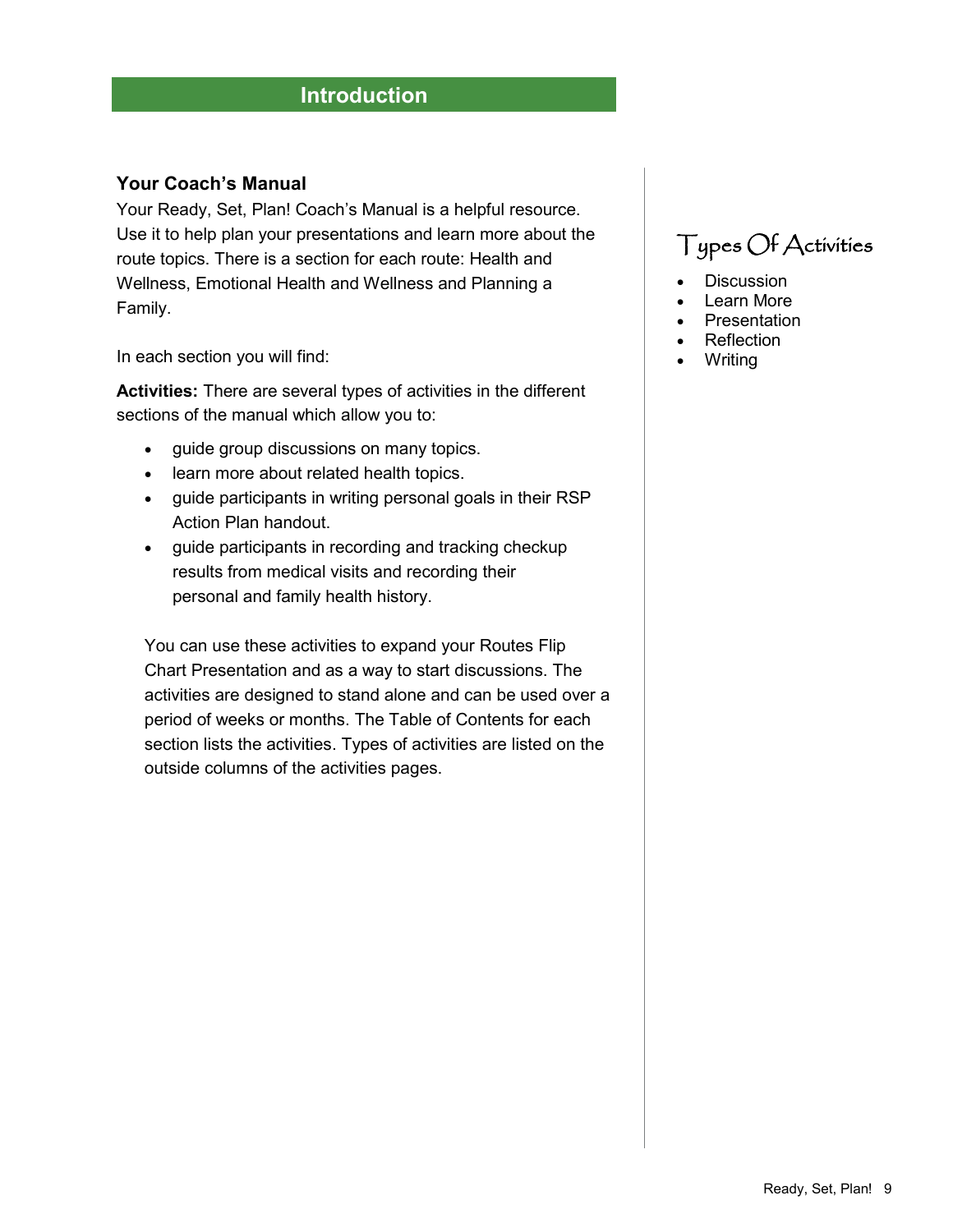# Introduction

## Your Coach's Manual

Your Ready, Set, Plan! Coach's Manual is a helpful resource. Use it to help plan your presentations and learn more about the route topics. There is a section for each route: Health and Wellness, Emotional Health and Wellness and Planning a Family.

In each section you will find:

**Activities:** There are several types of activities in the different sections of the manual which allow you to:

- guide group discussions on many topics.
- learn more about related health topics.
- guide participants in writing personal goals in their RSP Action Plan handout.
- guide participants in recording and tracking checkup results from medical visits and recording their personal and family health history.

You can use these activities to expand your Routes Flip Chart Presentation and as a way to start discussions. The activities are designed to stand alone and can be used over a period of weeks or months. The Table of Contents for each section lists the activities. Types of activities are listed on the outside columns of the activities pages.

### Types Of Activities

- Discussion
- Learn More
- Presentation
- Reflection
- Writing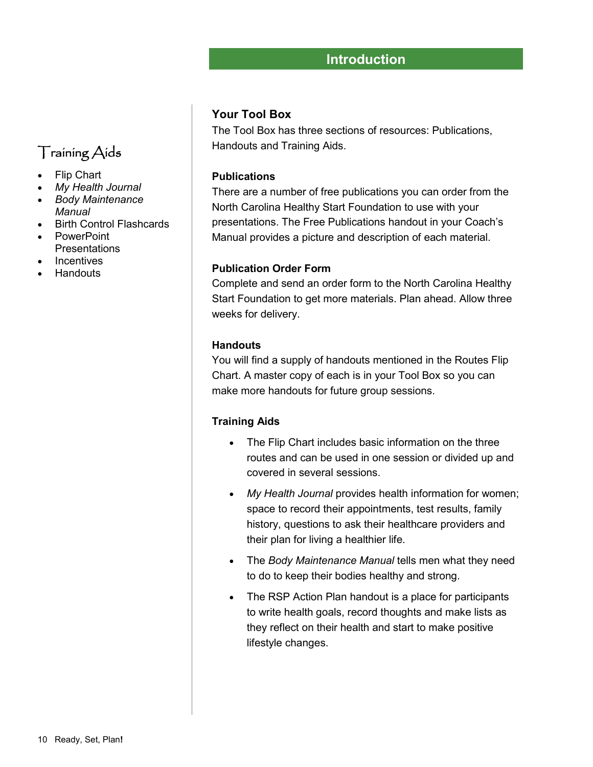## Introduction

### Training Aids

- Flip Chart
- *My Health Journal*
- *Body Maintenance Manual*
- Birth Control Flashcards
- PowerPoint Presentations
- Incentives
- Handouts

### Your Tool Box

The Tool Box has three sections of resources: Publications, Handouts and Training Aids.

**Publications**

There are a number of free publications you can order from the North Carolina Healthy Start Foundation to use with your presentations. The Free Publications handout in your Coach's Manual provides a picture and description of each material.

**Publication Order Form**

Complete and send an order form to the North Carolina Healthy Start Foundation to get more materials. Plan ahead. Allow three weeks for delivery.

**Handouts**

You will find a supply of handouts mentioned in the Routes Flip Chart. A master copy of each is in your Tool Box so you can make more handouts for future group sessions.

**Training Aids**

- The Flip Chart includes basic information on the three routes and can be used in one session or divided up and covered in several sessions.
- *My Health Journal* provides health information for women; space to record their appointments, test results, family history, questions to ask their healthcare providers and their plan for living a healthier life.
- The *Body Maintenance Manual* tells men what they need to do to keep their bodies healthy and strong.
- The RSP Action Plan handout is a place for participants to write health goals, record thoughts and make lists as they reflect on their health and start to make positive lifestyle changes.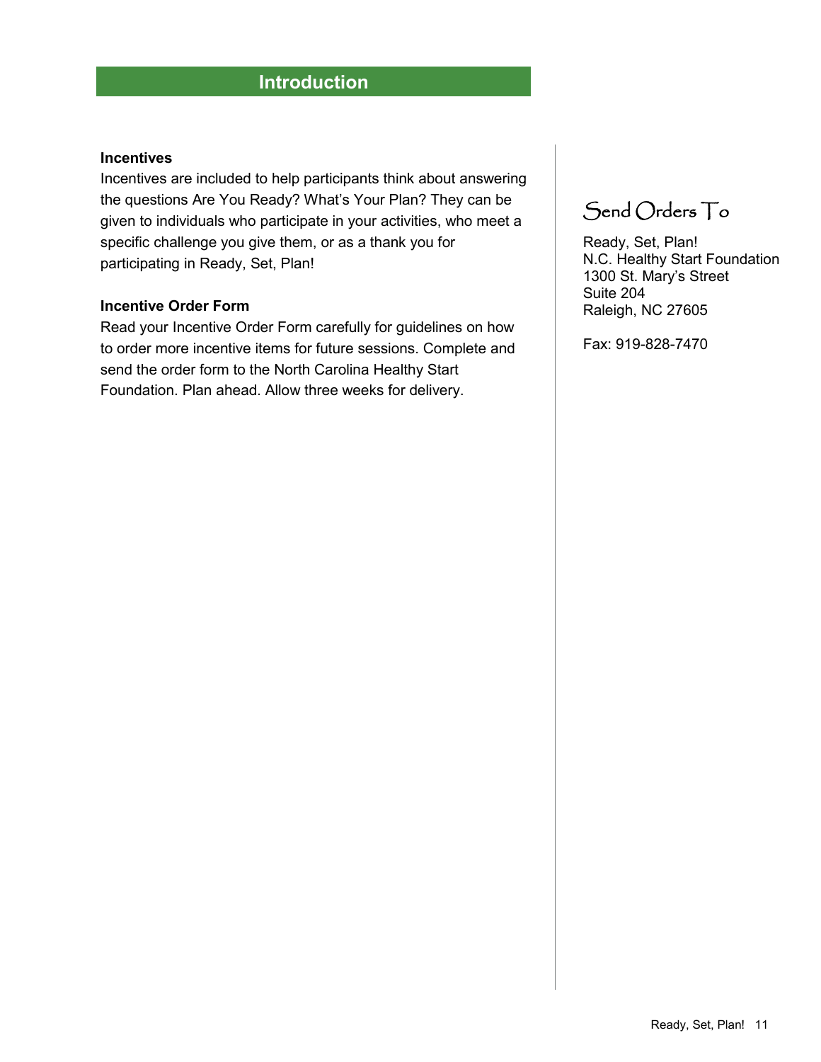## Introduction

**Incentives**

Incentives are included to help participants think about answering the questions Are You Ready? What's Your Plan? They can be given to individuals who participate in your activities, who meet a specific challenge you give them, or as a thank you for participating in Ready, Set, Plan!

**Incentive Order Form**

Read your Incentive Order Form carefully for guidelines on how to order more incentive items for future sessions. Complete and send the order form to the North Carolina Healthy Start Foundation. Plan ahead. Allow three weeks for delivery.

### Send Orders To

Ready, Set, Plan!
N.C. Healthy Start Foundation
1300 St. Mary's Street
Suite 204
Raleigh, NC 27605

Fax: 919-828-7470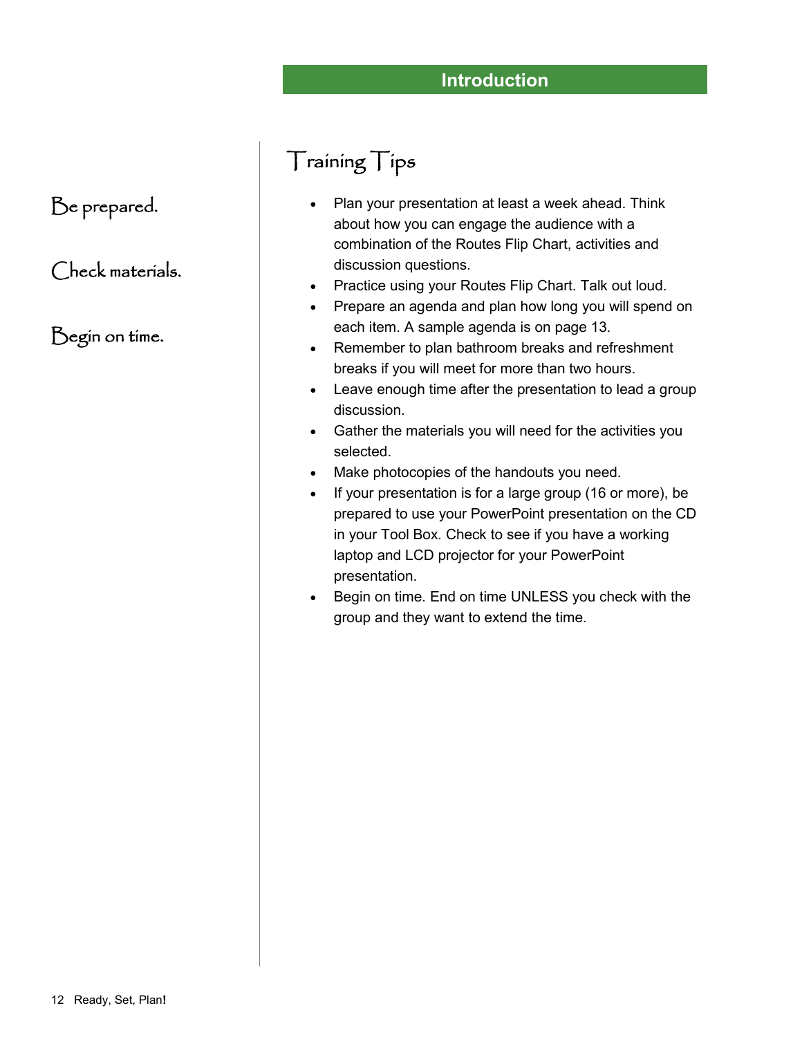## Introduction

Be prepared.

Check materials.

Begin on time.

# Training Tips

- Plan your presentation at least a week ahead. Think about how you can engage the audience with a combination of the Routes Flip Chart, activities and discussion questions.
- Practice using your Routes Flip Chart. Talk out loud.
- Prepare an agenda and plan how long you will spend on each item. A sample agenda is on page 13.
- Remember to plan bathroom breaks and refreshment breaks if you will meet for more than two hours.
- Leave enough time after the presentation to lead a group discussion.
- Gather the materials you will need for the activities you selected.
- Make photocopies of the handouts you need.
- If your presentation is for a large group (16 or more), be prepared to use your PowerPoint presentation on the CD in your Tool Box. Check to see if you have a working laptop and LCD projector for your PowerPoint presentation.
- Begin on time. End on time UNLESS you check with the group and they want to extend the time.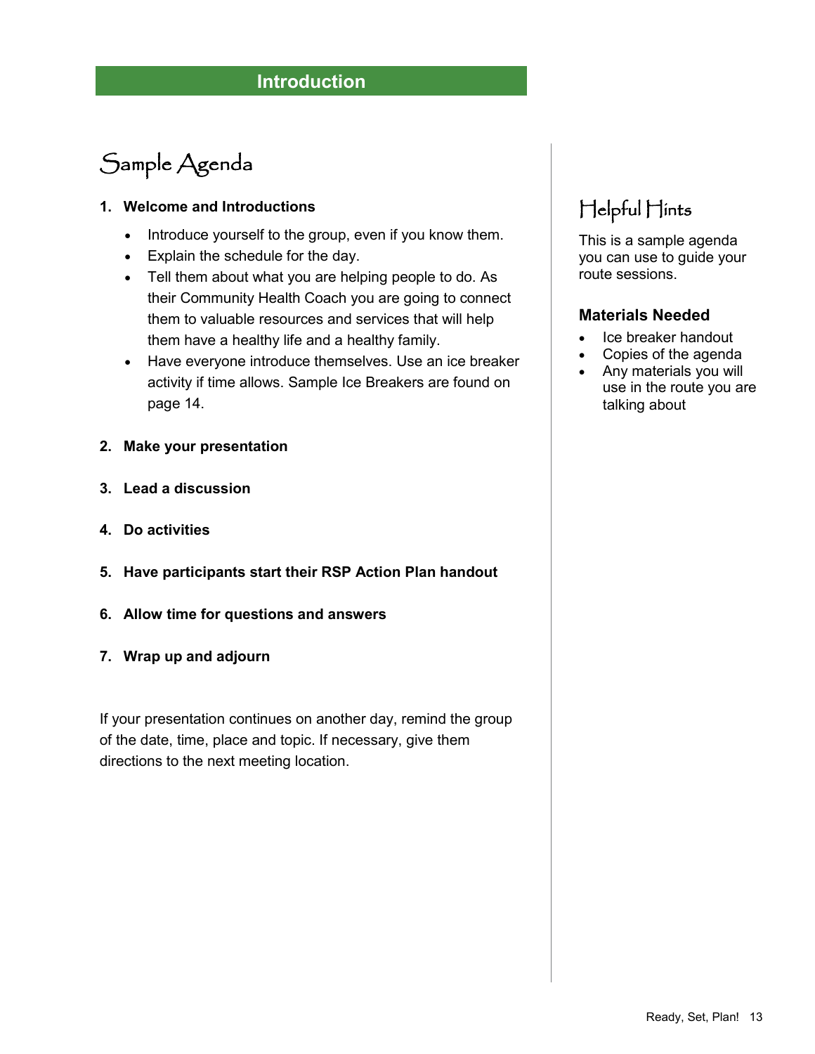## Introduction

# Sample Agenda

1. **Welcome and Introductions**
    - Introduce yourself to the group, even if you know them.
    - Explain the schedule for the day.
    - Tell them about what you are helping people to do. As their Community Health Coach you are going to connect them to valuable resources and services that will help them have a healthy life and a healthy family.
    - Have everyone introduce themselves. Use an ice breaker activity if time allows. Sample Ice Breakers are found on page 14.

2. **Make your presentation**

3. **Lead a discussion**

4. **Do activities**

5. **Have participants start their RSP Action Plan handout**

6. **Allow time for questions and answers**

7. **Wrap up and adjourn**

If your presentation continues on another day, remind the group of the date, time, place and topic. If necessary, give them directions to the next meeting location.

## Helpful Hints

This is a sample agenda you can use to guide your route sessions.

### Materials Needed

- Ice breaker handout
- Copies of the agenda
- Any materials you will use in the route you are talking about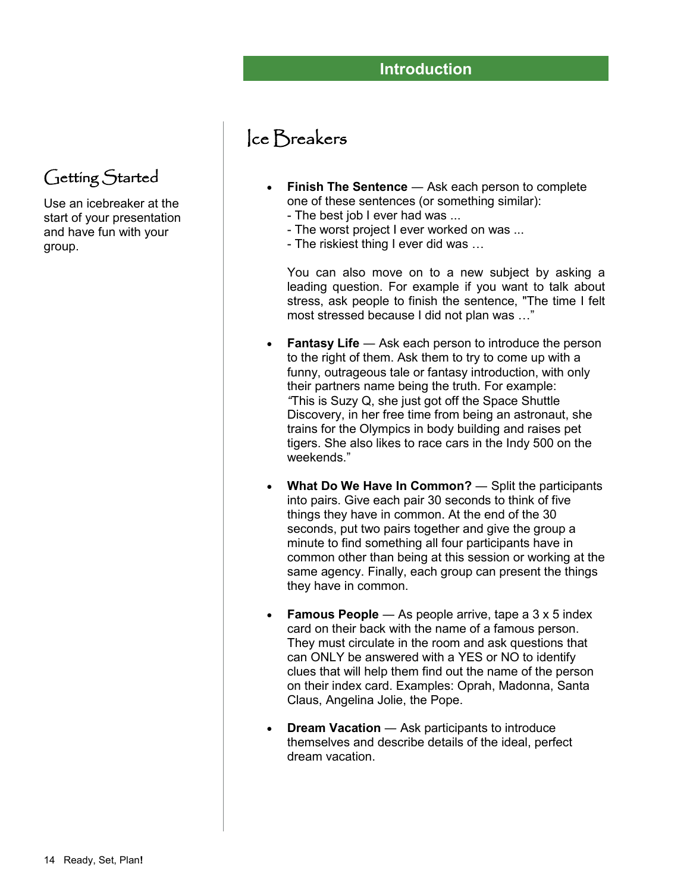## Introduction

### Getting Started

Use an icebreaker at the start of your presentation and have fun with your group.

# Ice Breakers

- **Finish The Sentence** — Ask each person to complete one of these sentences (or something similar):
  - The best job I ever had was ...
  - The worst project I ever worked on was ...
  - The riskiest thing I ever did was …

  You can also move on to a new subject by asking a leading question. For example if you want to talk about stress, ask people to finish the sentence, "The time I felt most stressed because I did not plan was …"

- **Fantasy Life** — Ask each person to introduce the person to the right of them. Ask them to try to come up with a funny, outrageous tale or fantasy introduction, with only their partners name being the truth. For example: *"*This is Suzy Q, she just got off the Space Shuttle Discovery, in her free time from being an astronaut, she trains for the Olympics in body building and raises pet tigers. She also likes to race cars in the Indy 500 on the weekends."

- **What Do We Have In Common?** — Split the participants into pairs. Give each pair 30 seconds to think of five things they have in common. At the end of the 30 seconds, put two pairs together and give the group a minute to find something all four participants have in common other than being at this session or working at the same agency. Finally, each group can present the things they have in common.

- **Famous People** — As people arrive, tape a 3 x 5 index card on their back with the name of a famous person. They must circulate in the room and ask questions that can ONLY be answered with a YES or NO to identify clues that will help them find out the name of the person on their index card. Examples: Oprah, Madonna, Santa Claus, Angelina Jolie, the Pope.

- **Dream Vacation** — Ask participants to introduce themselves and describe details of the ideal, perfect dream vacation.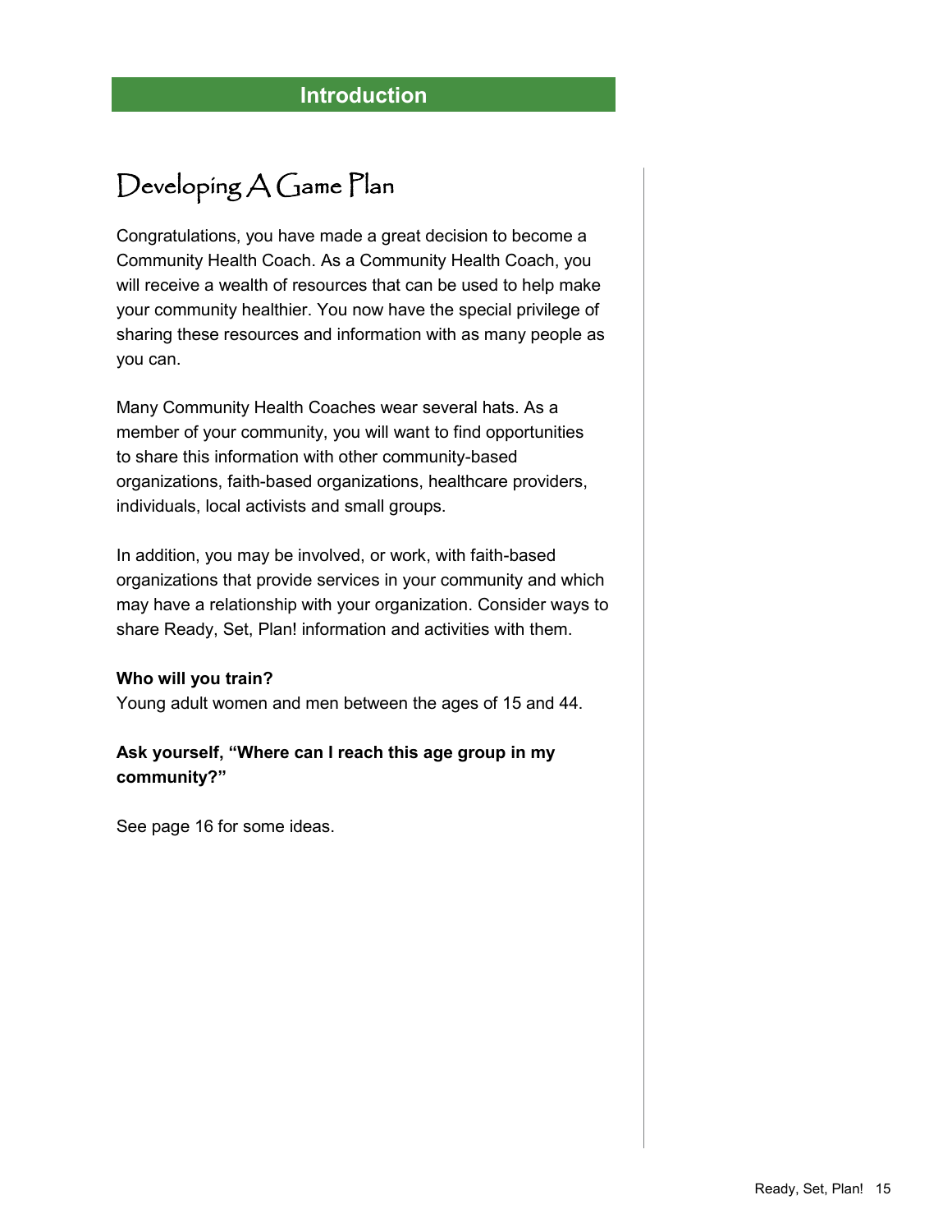## Introduction

# Developing A Game Plan

Congratulations, you have made a great decision to become a Community Health Coach. As a Community Health Coach, you will receive a wealth of resources that can be used to help make your community healthier. You now have the special privilege of sharing these resources and information with as many people as you can.

Many Community Health Coaches wear several hats. As a member of your community, you will want to find opportunities to share this information with other community-based organizations, faith-based organizations, healthcare providers, individuals, local activists and small groups.

In addition, you may be involved, or work, with faith-based organizations that provide services in your community and which may have a relationship with your organization. Consider ways to share Ready, Set, Plan! information and activities with them.

**Who will you train?**
Young adult women and men between the ages of 15 and 44.

**Ask yourself, “Where can I reach this age group in my community?”**

See page 16 for some ideas.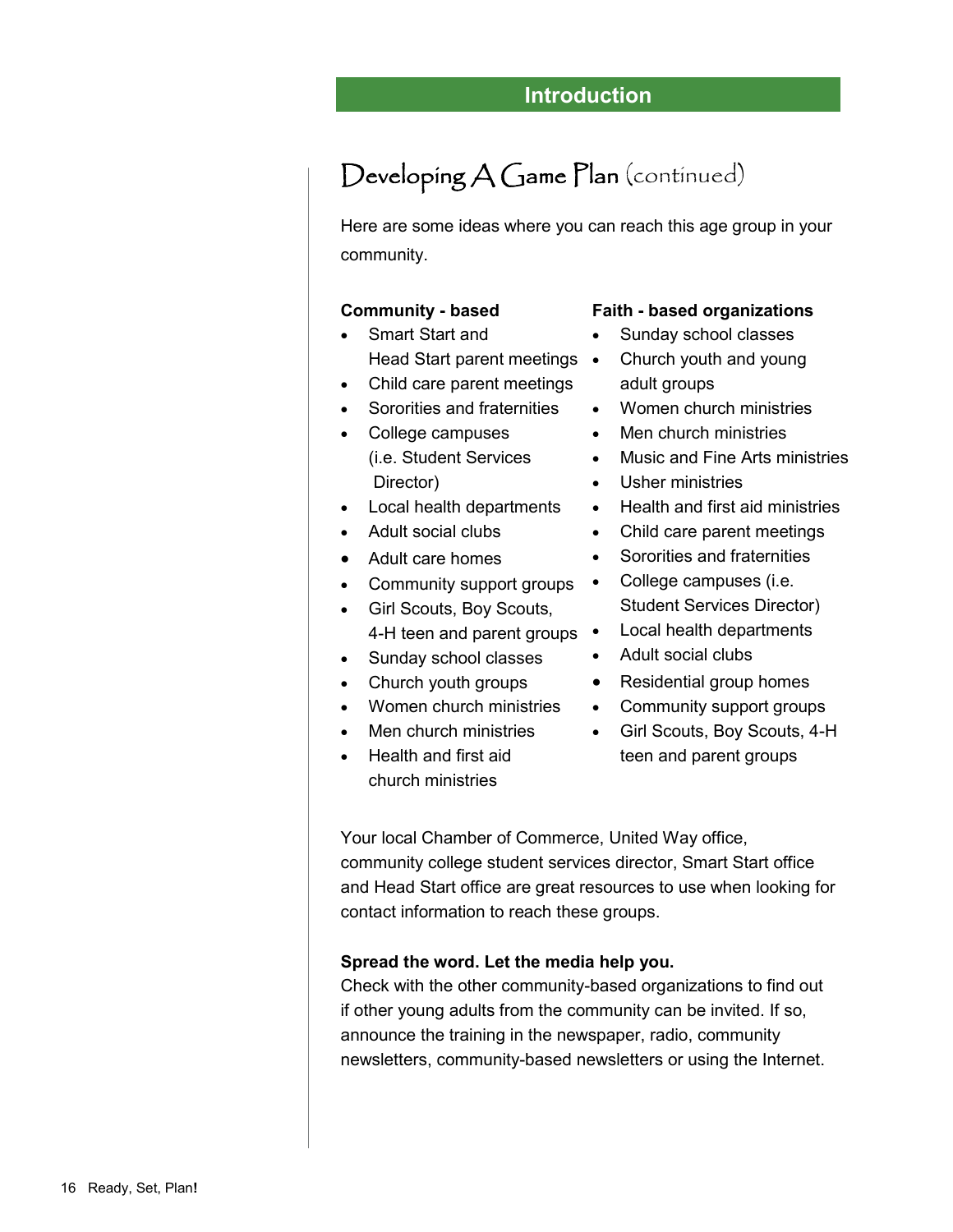## Introduction

# Developing A Game Plan (continued)

Here are some ideas where you can reach this age group in your community.

**Community - based**

- Smart Start and Head Start parent meetings
- Child care parent meetings
- Sororities and fraternities
- College campuses (i.e. Student Services Director)
- Local health departments
- Adult social clubs
- Adult care homes
- Community support groups
- Girl Scouts, Boy Scouts, 4-H teen and parent groups
- Sunday school classes
- Church youth groups
- Women church ministries
- Men church ministries
- Health and first aid church ministries

**Faith - based organizations**

- Sunday school classes
- Church youth and young adult groups
- Women church ministries
- Men church ministries
- Music and Fine Arts ministries
- Usher ministries
- Health and first aid ministries
- Child care parent meetings
- Sororities and fraternities
- College campuses (i.e. Student Services Director)
- Local health departments
- Adult social clubs
- Residential group homes
- Community support groups
- Girl Scouts, Boy Scouts, 4-H teen and parent groups

Your local Chamber of Commerce, United Way office, community college student services director, Smart Start office and Head Start office are great resources to use when looking for contact information to reach these groups.

**Spread the word. Let the media help you.**

Check with the other community-based organizations to find out if other young adults from the community can be invited. If so, announce the training in the newspaper, radio, community newsletters, community-based newsletters or using the Internet.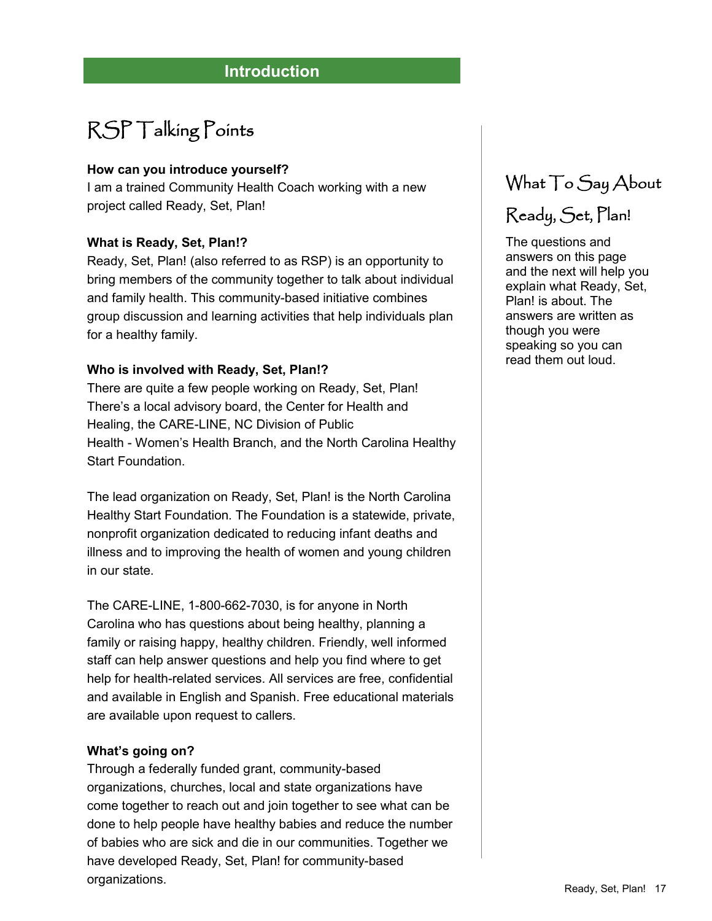## Introduction

# RSP Talking Points

**How can you introduce yourself?**
I am a trained Community Health Coach working with a new project called Ready, Set, Plan!

**What is Ready, Set, Plan!?**
Ready, Set, Plan! (also referred to as RSP) is an opportunity to bring members of the community together to talk about individual and family health. This community-based initiative combines group discussion and learning activities that help individuals plan for a healthy family.

**Who is involved with Ready, Set, Plan!?**
There are quite a few people working on Ready, Set, Plan! There's a local advisory board, the Center for Health and Healing, the CARE-LINE, NC Division of Public Health - Women's Health Branch, and the North Carolina Healthy Start Foundation.

The lead organization on Ready, Set, Plan! is the North Carolina Healthy Start Foundation. The Foundation is a statewide, private, nonprofit organization dedicated to reducing infant deaths and illness and to improving the health of women and young children in our state.

The CARE-LINE, 1-800-662-7030, is for anyone in North Carolina who has questions about being healthy, planning a family or raising happy, healthy children. Friendly, well informed staff can help answer questions and help you find where to get help for health-related services. All services are free, confidential and available in English and Spanish. Free educational materials are available upon request to callers.

**What's going on?**
Through a federally funded grant, community-based organizations, churches, local and state organizations have come together to reach out and join together to see what can be done to help people have healthy babies and reduce the number of babies who are sick and die in our communities. Together we have developed Ready, Set, Plan! for community-based organizations.

### What To Say About Ready, Set, Plan!

The questions and answers on this page and the next will help you explain what Ready, Set, Plan! is about. The answers are written as though you were speaking so you can read them out loud.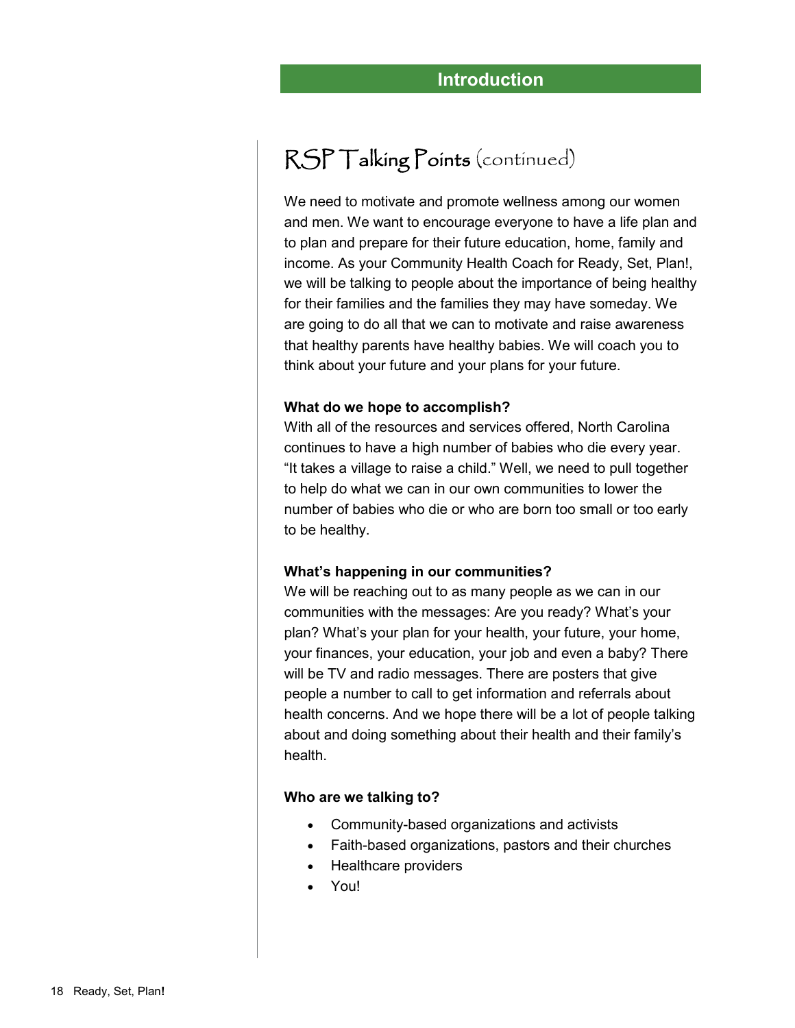## Introduction

# RSP Talking Points (continued)

We need to motivate and promote wellness among our women and men. We want to encourage everyone to have a life plan and to plan and prepare for their future education, home, family and income. As your Community Health Coach for Ready, Set, Plan!, we will be talking to people about the importance of being healthy for their families and the families they may have someday. We are going to do all that we can to motivate and raise awareness that healthy parents have healthy babies. We will coach you to think about your future and your plans for your future.

**What do we hope to accomplish?**
With all of the resources and services offered, North Carolina continues to have a high number of babies who die every year. "It takes a village to raise a child." Well, we need to pull together to help do what we can in our own communities to lower the number of babies who die or who are born too small or too early to be healthy.

**What's happening in our communities?**
We will be reaching out to as many people as we can in our communities with the messages: Are you ready? What's your plan? What's your plan for your health, your future, your home, your finances, your education, your job and even a baby? There will be TV and radio messages. There are posters that give people a number to call to get information and referrals about health concerns. And we hope there will be a lot of people talking about and doing something about their health and their family's health.

**Who are we talking to?**

- Community-based organizations and activists
- Faith-based organizations, pastors and their churches
- Healthcare providers
- You!